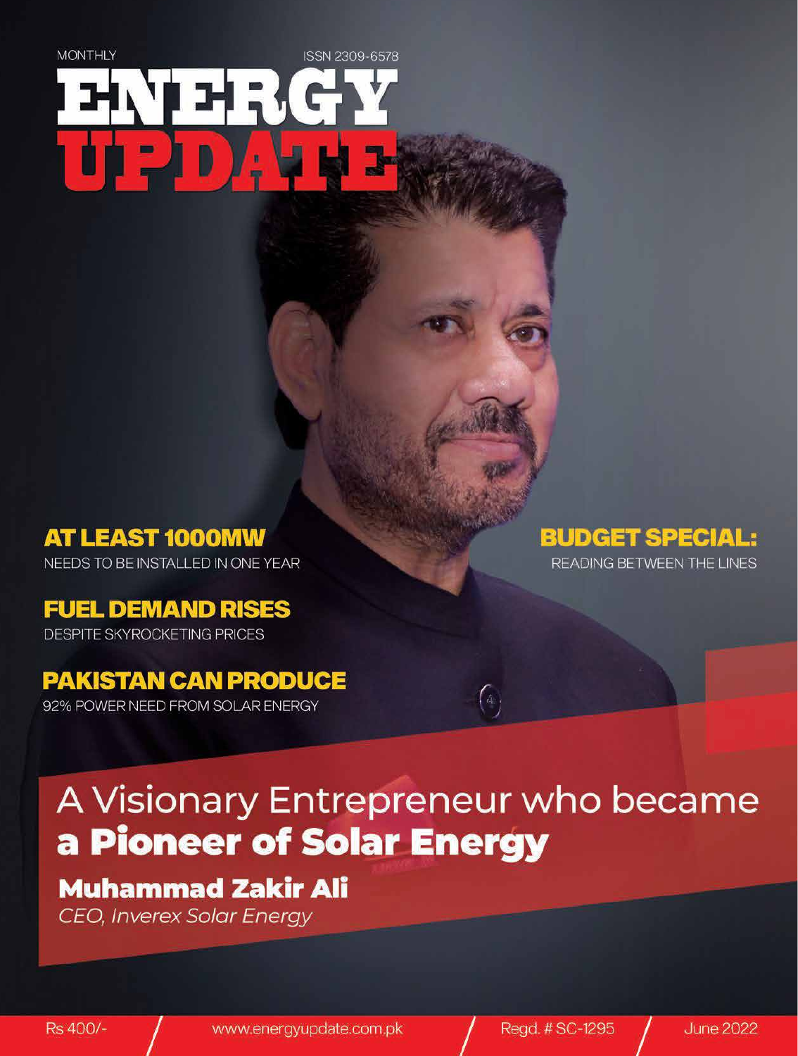MONTHLY

ISSN 2309-6578

# ENERGY UPDATE

**AT LEAST 1000MW**
NEEDS TO BE INSTALLED IN ONE YEAR

**FUEL DEMAND RISES**
DESPITE SKYROCKETING PRICES

**PAKISTAN CAN PRODUCE**
92% POWER NEED FROM SOLAR ENERGY

**BUDGET SPECIAL:**
READING BETWEEN THE LINES

## A Visionary Entrepreneur who became **a Pioneer of Solar Energy**

### Muhammad Zakir Ali

*CEO, Inverex Solar Energy*

Rs 400/- / www.energyupdate.com.pk / Regd. # SC-1295 / June 2022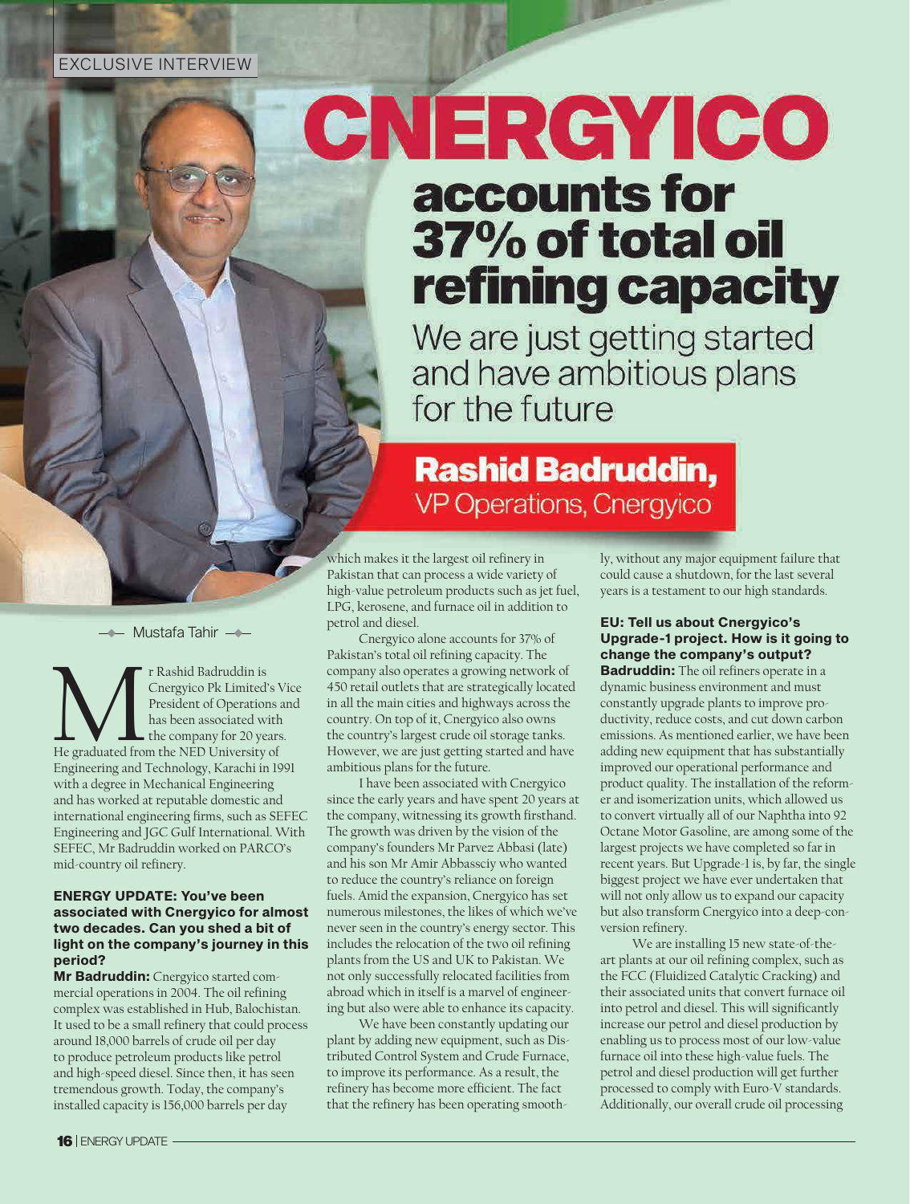EXCLUSIVE INTERVIEW

# CNERGYICO accounts for 37% of total oil refining capacity

## We are just getting started and have ambitious plans for the future

### Rashid Badruddin, VP Operations, Cnergyico

Mustafa Tahir

Mr Rashid Badruddin is Cnergyico Pk Limited's Vice President of Operations and has been associated with the company for 20 years. He graduated from the NED University of Engineering and Technology, Karachi in 1991 with a degree in Mechanical Engineering and has worked at reputable domestic and international engineering firms, such as SEFEC Engineering and JGC Gulf International. With SEFEC, Mr Badruddin worked on PARCO's mid-country oil refinery.

**ENERGY UPDATE: You've been associated with Cnergyico for almost two decades. Can you shed a bit of light on the company's journey in this period?**

**Mr Badruddin:** Cnergyico started commercial operations in 2004. The oil refining complex was established in Hub, Balochistan. It used to be a small refinery that could process around 18,000 barrels of crude oil per day to produce petroleum products like petrol and high-speed diesel. Since then, it has seen tremendous growth. Today, the company's installed capacity is 156,000 barrels per day which makes it the largest oil refinery in Pakistan that can process a wide variety of high-value petroleum products such as jet fuel, LPG, kerosene, and furnace oil in addition to petrol and diesel.

Cnergyico alone accounts for 37% of Pakistan's total oil refining capacity. The company also operates a growing network of 450 retail outlets that are strategically located in all the main cities and highways across the country. On top of it, Cnergyico also owns the country's largest crude oil storage tanks. However, we are just getting started and have ambitious plans for the future.

I have been associated with Cnergyico since the early years and have spent 20 years at the company, witnessing its growth firsthand. The growth was driven by the vision of the company's founders Mr Parvez Abbasi (late) and his son Mr Amir Abbassciy who wanted to reduce the country's reliance on foreign fuels. Amid the expansion, Cnergyico has set numerous milestones, the likes of which we've never seen in the country's energy sector. This includes the relocation of the two oil refining plants from the US and UK to Pakistan. We not only successfully relocated facilities from abroad which in itself is a marvel of engineering but also were able to enhance its capacity.

We have been constantly updating our plant by adding new equipment, such as Distributed Control System and Crude Furnace, to improve its performance. As a result, the refinery has become more efficient. The fact that the refinery has been operating smoothly, without any major equipment failure that could cause a shutdown, for the last several years is a testament to our high standards.

**EU: Tell us about Cnergyico's Upgrade-1 project. How is it going to change the company's output?**

**Badruddin:** The oil refiners operate in a dynamic business environment and must constantly upgrade plants to improve productivity, reduce costs, and cut down carbon emissions. As mentioned earlier, we have been adding new equipment that has substantially improved our operational performance and product quality. The installation of the reformer and isomerization units, which allowed us to convert virtually all of our Naphtha into 92 Octane Motor Gasoline, are among some of the largest projects we have completed so far in recent years. But Upgrade-1 is, by far, the single biggest project we have ever undertaken that will not only allow us to expand our capacity but also transform Cnergyico into a deep-conversion refinery.

We are installing 15 new state-of-the-art plants at our oil refining complex, such as the FCC (Fluidized Catalytic Cracking) and their associated units that convert furnace oil into petrol and diesel. This will significantly increase our petrol and diesel production by enabling us to process most of our low-value furnace oil into these high-value fuels. The petrol and diesel production will get further processed to comply with Euro-V standards. Additionally, our overall crude oil processing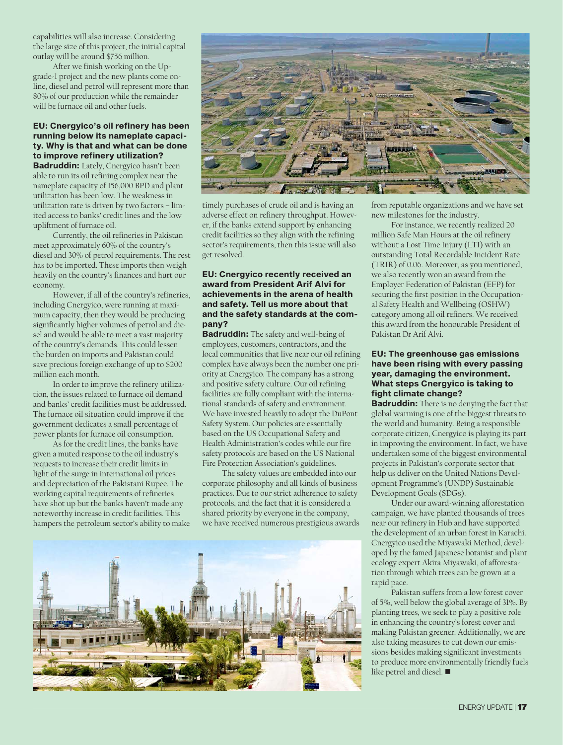capabilities will also increase. Considering the large size of this project, the initial capital outlay will be around $756 million.

After we finish working on the Upgrade-1 project and the new plants come online, diesel and petrol will represent more than 80% of our production while the remainder will be furnace oil and other fuels.

**EU: Cnergyico's oil refinery has been running below its nameplate capacity. Why is that and what can be done to improve refinery utilization?**

**Badruddin:** Lately, Cnergyico hasn't been able to run its oil refining complex near the nameplate capacity of 156,000 BPD and plant utilization has been low. The weakness in utilization rate is driven by two factors – limited access to banks' credit lines and the low upliftment of furnace oil.

Currently, the oil refineries in Pakistan meet approximately 60% of the country's diesel and 30% of petrol requirements. The rest has to be imported. These imports then weigh heavily on the country's finances and hurt our economy.

However, if all of the country's refineries, including Cnergyico, were running at maximum capacity, then they would be producing significantly higher volumes of petrol and diesel and would be able to meet a vast majority of the country's demands. This could lessen the burden on imports and Pakistan could save precious foreign exchange of up to $200 million each month.

In order to improve the refinery utilization, the issues related to furnace oil demand and banks' credit facilities must be addressed. The furnace oil situation could improve if the government dedicates a small percentage of power plants for furnace oil consumption.

As for the credit lines, the banks have given a muted response to the oil industry's requests to increase their credit limits in light of the surge in international oil prices and depreciation of the Pakistani Rupee. The working capital requirements of refineries have shot up but the banks haven't made any noteworthy increase in credit facilities. This hampers the petroleum sector's ability to make timely purchases of crude oil and is having an adverse effect on refinery throughput. However, if the banks extend support by enhancing credit facilities so they align with the refining sector's requirements, then this issue will also get resolved.

**EU: Cnergyico recently received an award from President Arif Alvi for achievements in the arena of health and safety. Tell us more about that and the safety standards at the company?**

**Badruddin:** The safety and well-being of employees, customers, contractors, and the local communities that live near our oil refining complex have always been the number one priority at Cnergyico. The company has a strong and positive safety culture. Our oil refining facilities are fully compliant with the international standards of safety and environment. We have invested heavily to adopt the DuPont Safety System. Our policies are essentially based on the US Occupational Safety and Health Administration's codes while our fire safety protocols are based on the US National Fire Protection Association's guidelines.

The safety values are embedded into our corporate philosophy and all kinds of business practices. Due to our strict adherence to safety protocols, and the fact that it is considered a shared priority by everyone in the company, we have received numerous prestigious awards from reputable organizations and we have set new milestones for the industry.

For instance, we recently realized 20 million Safe Man Hours at the oil refinery without a Lost Time Injury (LTI) with an outstanding Total Recordable Incident Rate (TRIR) of 0.06. Moreover, as you mentioned, we also recently won an award from the Employer Federation of Pakistan (EFP) for securing the first position in the Occupational Safety Health and Wellbeing (OSHW) category among all oil refiners. We received this award from the honourable President of Pakistan Dr Arif Alvi.

**EU: The greenhouse gas emissions have been rising with every passing year, damaging the environment. What steps Cnergyico is taking to fight climate change?**

**Badruddin:** There is no denying the fact that global warming is one of the biggest threats to the world and humanity. Being a responsible corporate citizen, Cnergyico is playing its part in improving the environment. In fact, we have undertaken some of the biggest environmental projects in Pakistan's corporate sector that help us deliver on the United Nations Development Programme's (UNDP) Sustainable Development Goals (SDGs).

Under our award-winning afforestation campaign, we have planted thousands of trees near our refinery in Hub and have supported the development of an urban forest in Karachi. Cnergyico used the Miyawaki Method, developed by the famed Japanese botanist and plant ecology expert Akira Miyawaki, of afforestation through which trees can be grown at a rapid pace.

Pakistan suffers from a low forest cover of 5%, well below the global average of 31%. By planting trees, we seek to play a positive role in enhancing the country's forest cover and making Pakistan greener. Additionally, we are also taking measures to cut down our emissions besides making significant investments to produce more environmentally friendly fuels like petrol and diesel. ■